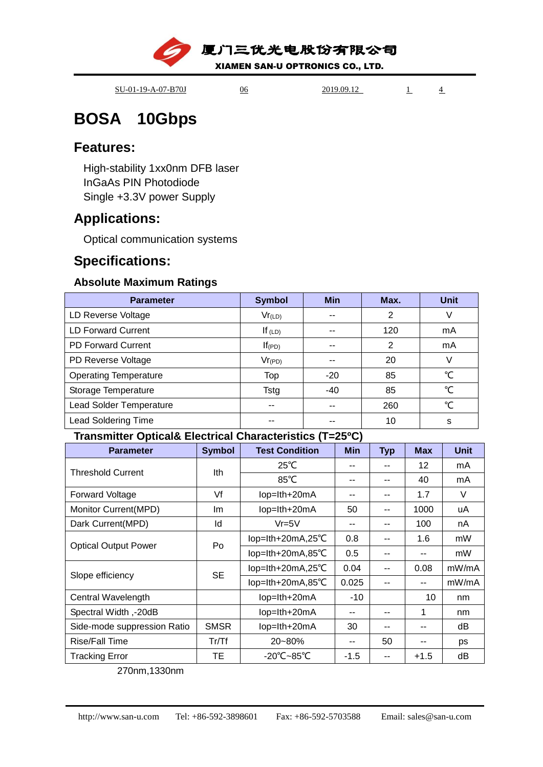厦门三优光电股份有限公司

XIAMEN SAN-U OPTRONICS CO., LTD.

SU-01-19-A-07-B70J　　06　　2019.09.12

# BOSA 10Gbps

## Features:

High-stability 1xx0nm DFB laser
InGaAs PIN Photodiode
Single +3.3V power Supply

## Applications:

Optical communication systems

## Specifications:

### Absolute Maximum Ratings

| Parameter | Symbol | Min | Max. | Unit |
|---|---|---|---|---|
| LD Reverse Voltage | $Vr_{(LD)}$ | -- | 2 | V |
| LD Forward Current | $If_{(LD)}$ | -- | 120 | mA |
| PD Forward Current | $If_{(PD)}$ | -- | 2 | mA |
| PD Reverse Voltage | $Vr_{(PD)}$ | -- | 20 | V |
| Operating Temperature | Top | -20 | 85 | ℃ |
| Storage Temperature | Tstg | -40 | 85 | ℃ |
| Lead Solder Temperature | -- | -- | 260 | ℃ |
| Lead Soldering Time | -- | -- | 10 | s |

### Transmitter Optical& Electrical Characteristics (T=25°C)

| Parameter | Symbol | Test Condition | Min | Typ | Max | Unit |
|---|---|---|---|---|---|---|
| Threshold Current | Ith | 25℃ | -- | -- | 12 | mA |
| | | 85℃ | -- | -- | 40 | mA |
| Forward Voltage | Vf | Iop=Ith+20mA | -- | -- | 1.7 | V |
| Monitor Current(MPD) | Im | Iop=Ith+20mA | 50 | -- | 1000 | uA |
| Dark Current(MPD) | Id | Vr=5V | -- | -- | 100 | nA |
| Optical Output Power | Po | Iop=Ith+20mA,25℃ | 0.8 | -- | 1.6 | mW |
| | | Iop=Ith+20mA,85℃ | 0.5 | -- | -- | mW |
| Slope efficiency | SE | Iop=Ith+20mA,25℃ | 0.04 | -- | 0.08 | mW/mA |
| | | Iop=Ith+20mA,85℃ | 0.025 | -- | -- | mW/mA |
| Central Wavelength | | Iop=Ith+20mA | -10 | | 10 | nm |
| Spectral Width ,-20dB | | Iop=Ith+20mA | -- | -- | 1 | nm |
| Side-mode suppression Ratio | SMSR | Iop=Ith+20mA | 30 | -- | -- | dB |
| Rise/Fall Time | Tr/Tf | 20~80% | -- | 50 | -- | ps |
| Tracking Error | TE | -20℃~85℃ | -1.5 | -- | +1.5 | dB |

270nm,1330nm

http://www.san-u.com　　Tel: +86-592-3898601　　Fax: +86-592-5703588　　Email: sales@san-u.com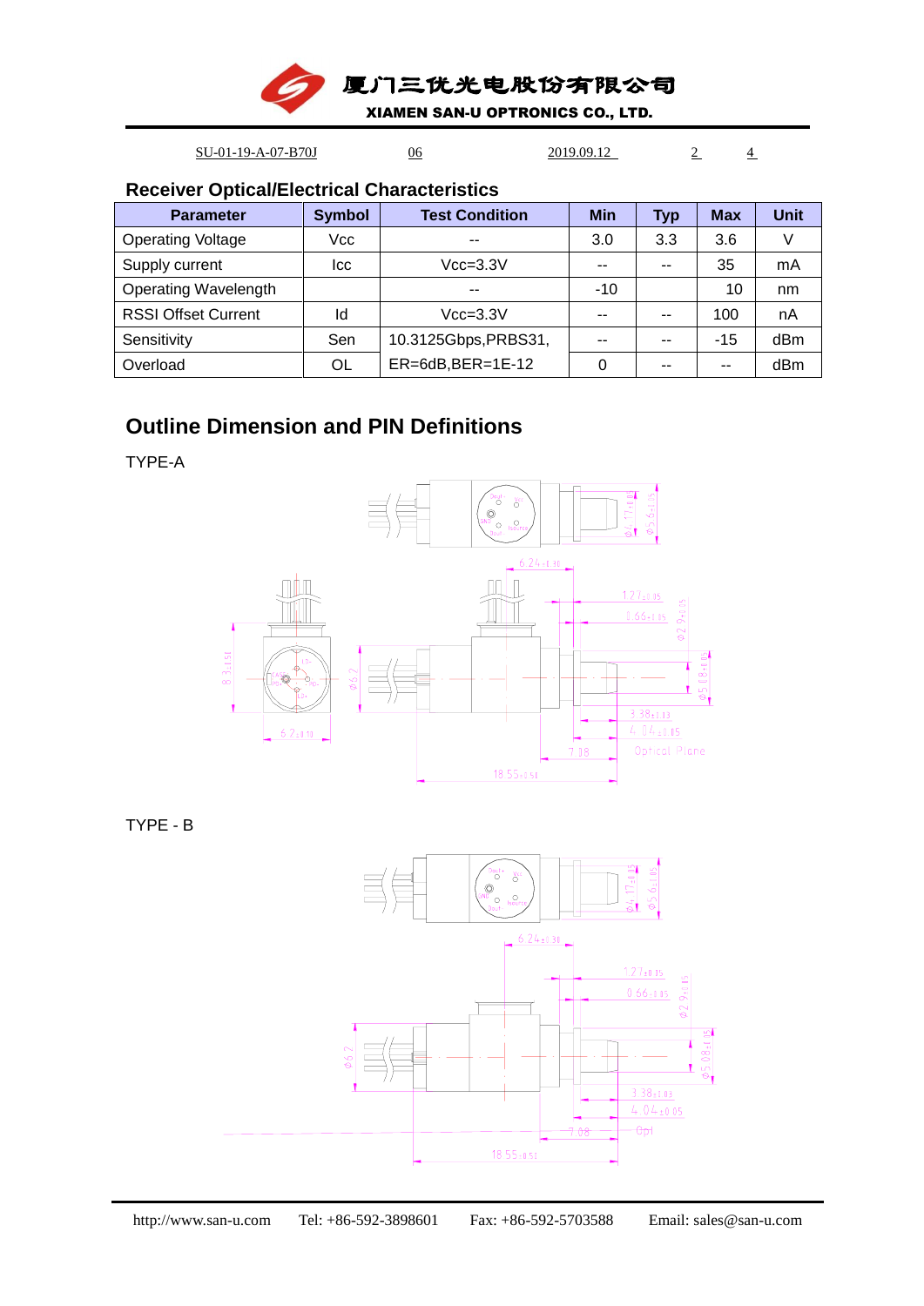## Receiver Optical/Electrical Characteristics

| Parameter | Symbol | Test Condition | Min | Typ | Max | Unit |
|---|---|---|---|---|---|---|
| Operating Voltage | Vcc | -- | 3.0 | 3.3 | 3.6 | V |
| Supply current | Icc | Vcc=3.3V | -- | -- | 35 | mA |
| Operating Wavelength | | -- | -10 | | 10 | nm |
| RSSI Offset Current | Id | Vcc=3.3V | -- | -- | 100 | nA |
| Sensitivity | Sen | 10.3125Gbps,PRBS31, | -- | -- | -15 | dBm |
| Overload | OL | ER=6dB,BER=1E-12 | 0 | -- | -- | dBm |

## Outline Dimension and PIN Definitions

TYPE-A

TYPE - B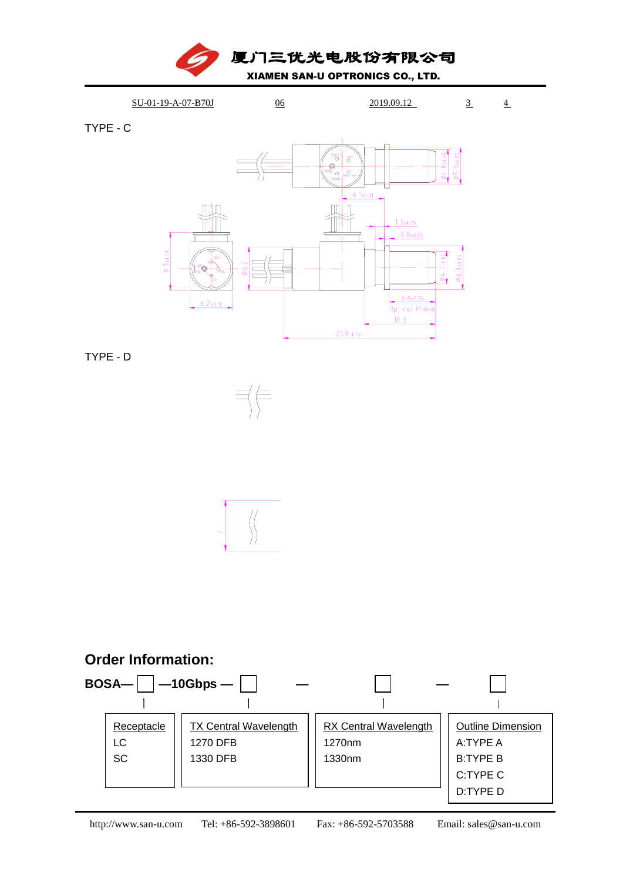TYPE - C

TYPE - D

## Order Information:

**BOSA— ☐ —10Gbps — ☐ — ☐ — ☐**

| Receptacle | TX Central Wavelength | RX Central Wavelength | Outline Dimension |
|---|---|---|---|
| LC | 1270 DFB | 1270nm | A:TYPE A |
| SC | 1330 DFB | 1330nm | B:TYPE B |
| | | | C:TYPE C |
| | | | D:TYPE D |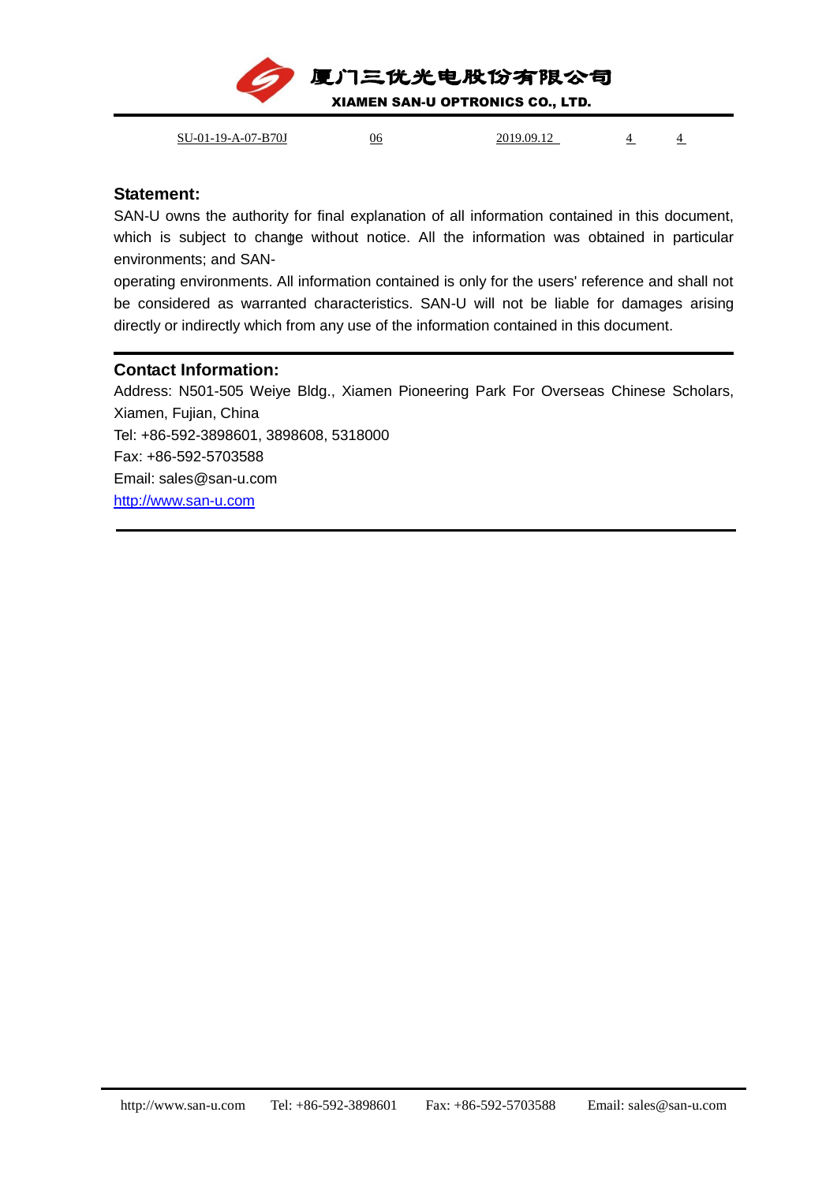## Statement:

SAN-U owns the authority for final explanation of all information contained in this document, which is subject to change without notice. All the information was obtained in particular environments; and SAN-

operating environments. All information contained is only for the users' reference and shall not be considered as warranted characteristics. SAN-U will not be liable for damages arising directly or indirectly which from any use of the information contained in this document.

## Contact Information:

Address: N501-505 Weiye Bldg., Xiamen Pioneering Park For Overseas Chinese Scholars, Xiamen, Fujian, China

Tel: +86-592-3898601, 3898608, 5318000

Fax: +86-592-5703588

Email: sales@san-u.com

http://www.san-u.com